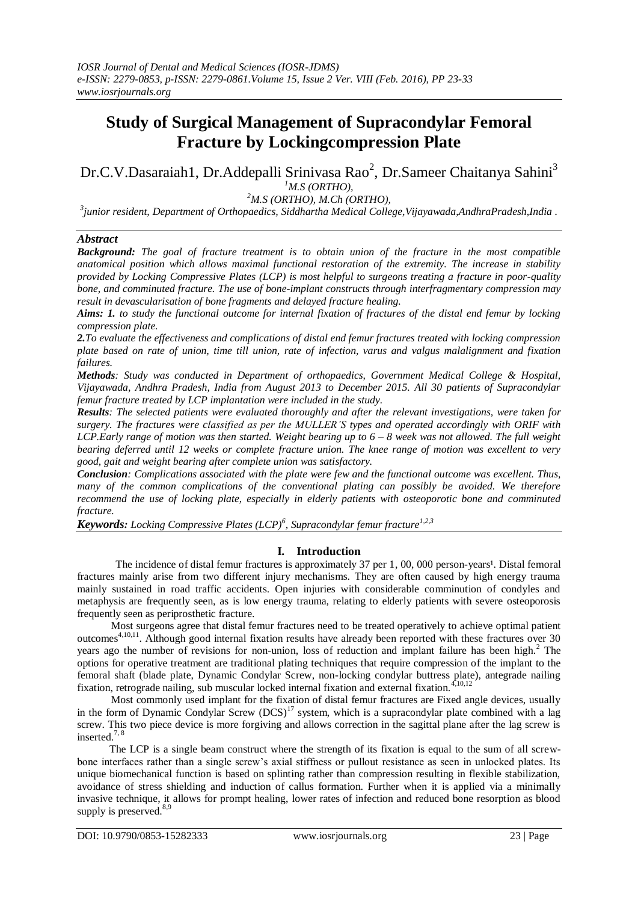# Study of Surgical Management of Supracondylar Femoral Fracture by Lockingcompression Plate

Dr.C.V.Dasaraiah1, Dr.Addepalli Srinivasa Rao[2], Dr.Sameer Chaitanya Sahini[3]

[1]M.S (ORTHO),

[2]M.S (ORTHO), M.Ch (ORTHO),

[3]junior resident, Department of Orthopaedics, Siddhartha Medical College,Vijayawada,AndhraPradesh,India .

## Abstract

***Background:*** *The goal of fracture treatment is to obtain union of the fracture in the most compatible anatomical position which allows maximal functional restoration of the extremity. The increase in stability provided by Locking Compressive Plates (LCP) is most helpful to surgeons treating a fracture in poor-quality bone, and comminuted fracture. The use of bone-implant constructs through interfragmentary compression may result in devascularisation of bone fragments and delayed fracture healing.*

***Aims: 1.*** *to study the functional outcome for internal fixation of fractures of the distal end femur by locking compression plate.*

***2.*** *To evaluate the effectiveness and complications of distal end femur fractures treated with locking compression plate based on rate of union, time till union, rate of infection, varus and valgus malalignment and fixation failures.*

***Methods****: Study was conducted in Department of orthopaedics, Government Medical College & Hospital, Vijayawada, Andhra Pradesh, India from August 2013 to December 2015. All 30 patients of Supracondylar femur fracture treated by LCP implantation were included in the study.*

***Results****: The selected patients were evaluated thoroughly and after the relevant investigations, were taken for surgery. The fractures were classified as per the MULLER'S types and operated accordingly with ORIF with LCP.Early range of motion was then started. Weight bearing up to 6 – 8 week was not allowed. The full weight bearing deferred until 12 weeks or complete fracture union. The knee range of motion was excellent to very good, gait and weight bearing after complete union was satisfactory.*

***Conclusion****: Complications associated with the plate were few and the functional outcome was excellent. Thus, many of the common complications of the conventional plating can possibly be avoided. We therefore recommend the use of locking plate, especially in elderly patients with osteoporotic bone and comminuted fracture.*

***Keywords:*** *Locking Compressive Plates (LCP)[6], Supracondylar femur fracture[1,2,3]*

## I. Introduction

The incidence of distal femur fractures is approximately 37 per 1, 00, 000 person-years[1]. Distal femoral fractures mainly arise from two different injury mechanisms. They are often caused by high energy trauma mainly sustained in road traffic accidents. Open injuries with considerable comminution of condyles and metaphysis are frequently seen, as is low energy trauma, relating to elderly patients with severe osteoporosis frequently seen as periprosthetic fracture.

Most surgeons agree that distal femur fractures need to be treated operatively to achieve optimal patient outcomes[4,10,11]. Although good internal fixation results have already been reported with these fractures over 30 years ago the number of revisions for non-union, loss of reduction and implant failure has been high.[2] The options for operative treatment are traditional plating techniques that require compression of the implant to the femoral shaft (blade plate, Dynamic Condylar Screw, non-locking condylar buttress plate), antegrade nailing fixation, retrograde nailing, sub muscular locked internal fixation and external fixation.[4,10,12]

Most commonly used implant for the fixation of distal femur fractures are Fixed angle devices, usually in the form of Dynamic Condylar Screw (DCS)[17] system, which is a supracondylar plate combined with a lag screw. This two piece device is more forgiving and allows correction in the sagittal plane after the lag screw is inserted.[7, 8]

The LCP is a single beam construct where the strength of its fixation is equal to the sum of all screw-bone interfaces rather than a single screw's axial stiffness or pullout resistance as seen in unlocked plates. Its unique biomechanical function is based on splinting rather than compression resulting in flexible stabilization, avoidance of stress shielding and induction of callus formation. Further when it is applied via a minimally invasive technique, it allows for prompt healing, lower rates of infection and reduced bone resorption as blood supply is preserved.[8,9]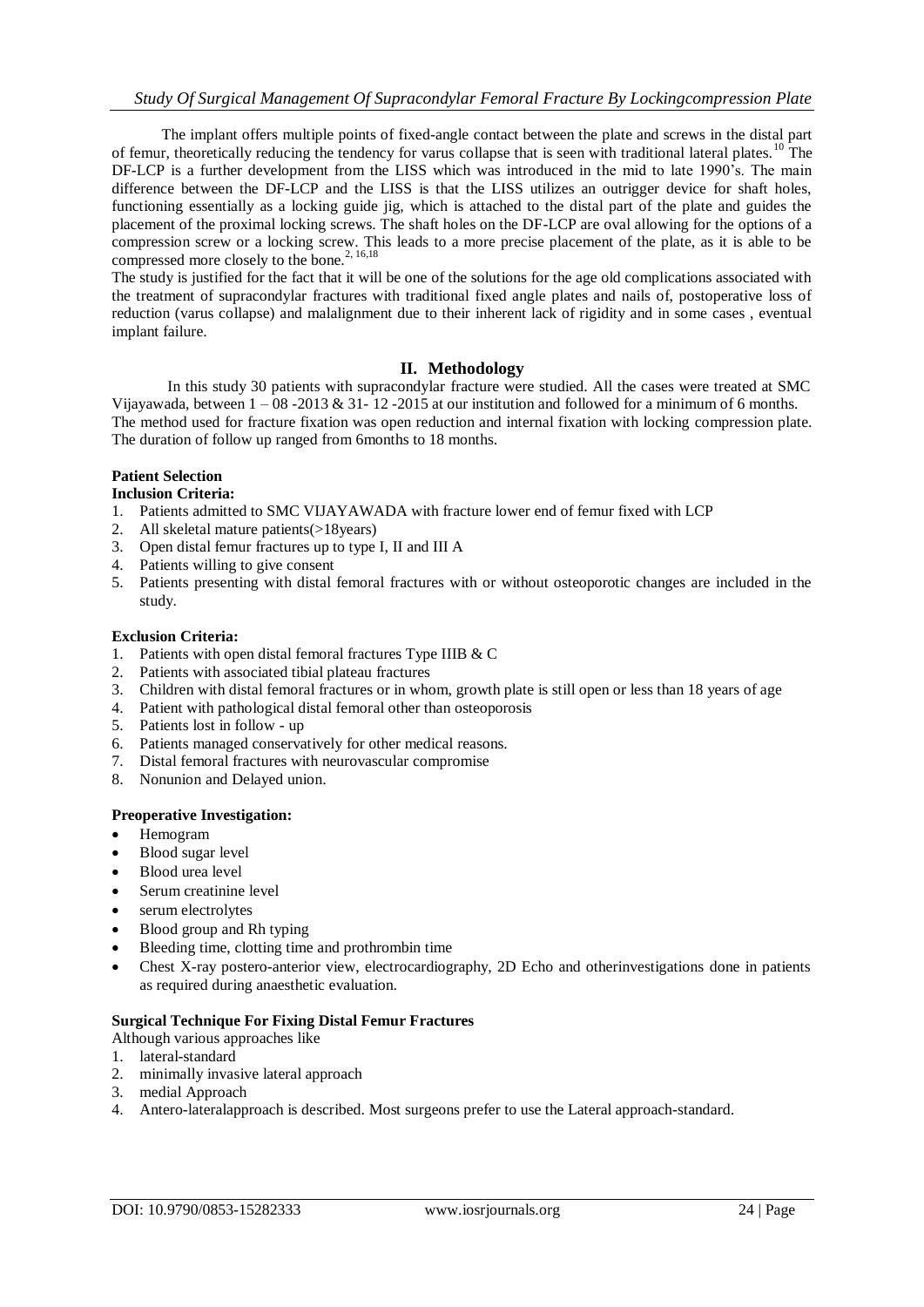The implant offers multiple points of fixed-angle contact between the plate and screws in the distal part of femur, theoretically reducing the tendency for varus collapse that is seen with traditional lateral plates.[10] The DF-LCP is a further development from the LISS which was introduced in the mid to late 1990's. The main difference between the DF-LCP and the LISS is that the LISS utilizes an outrigger device for shaft holes, functioning essentially as a locking guide jig, which is attached to the distal part of the plate and guides the placement of the proximal locking screws. The shaft holes on the DF-LCP are oval allowing for the options of a compression screw or a locking screw. This leads to a more precise placement of the plate, as it is able to be compressed more closely to the bone.[2, 16,18]

The study is justified for the fact that it will be one of the solutions for the age old complications associated with the treatment of supracondylar fractures with traditional fixed angle plates and nails of, postoperative loss of reduction (varus collapse) and malalignment due to their inherent lack of rigidity and in some cases , eventual implant failure.

## II. Methodology

In this study 30 patients with supracondylar fracture were studied. All the cases were treated at SMC Vijayawada, between 1 – 08 -2013 & 31- 12 -2015 at our institution and followed for a minimum of 6 months. The method used for fracture fixation was open reduction and internal fixation with locking compression plate. The duration of follow up ranged from 6months to 18 months.

**Patient Selection**

**Inclusion Criteria:**

1. Patients admitted to SMC VIJAYAWADA with fracture lower end of femur fixed with LCP
2. All skeletal mature patients(>18years)
3. Open distal femur fractures up to type I, II and III A
4. Patients willing to give consent
5. Patients presenting with distal femoral fractures with or without osteoporotic changes are included in the study.

**Exclusion Criteria:**

1. Patients with open distal femoral fractures Type IIIB & C
2. Patients with associated tibial plateau fractures
3. Children with distal femoral fractures or in whom, growth plate is still open or less than 18 years of age
4. Patient with pathological distal femoral other than osteoporosis
5. Patients lost in follow - up
6. Patients managed conservatively for other medical reasons.
7. Distal femoral fractures with neurovascular compromise
8. Nonunion and Delayed union.

**Preoperative Investigation:**

- Hemogram
- Blood sugar level
- Blood urea level
- Serum creatinine level
- serum electrolytes
- Blood group and Rh typing
- Bleeding time, clotting time and prothrombin time
- Chest X-ray postero-anterior view, electrocardiography, 2D Echo and otherinvestigations done in patients as required during anaesthetic evaluation.

**Surgical Technique For Fixing Distal Femur Fractures**

Although various approaches like

1. lateral-standard
2. minimally invasive lateral approach
3. medial Approach
4. Antero-lateralapproach is described. Most surgeons prefer to use the Lateral approach-standard.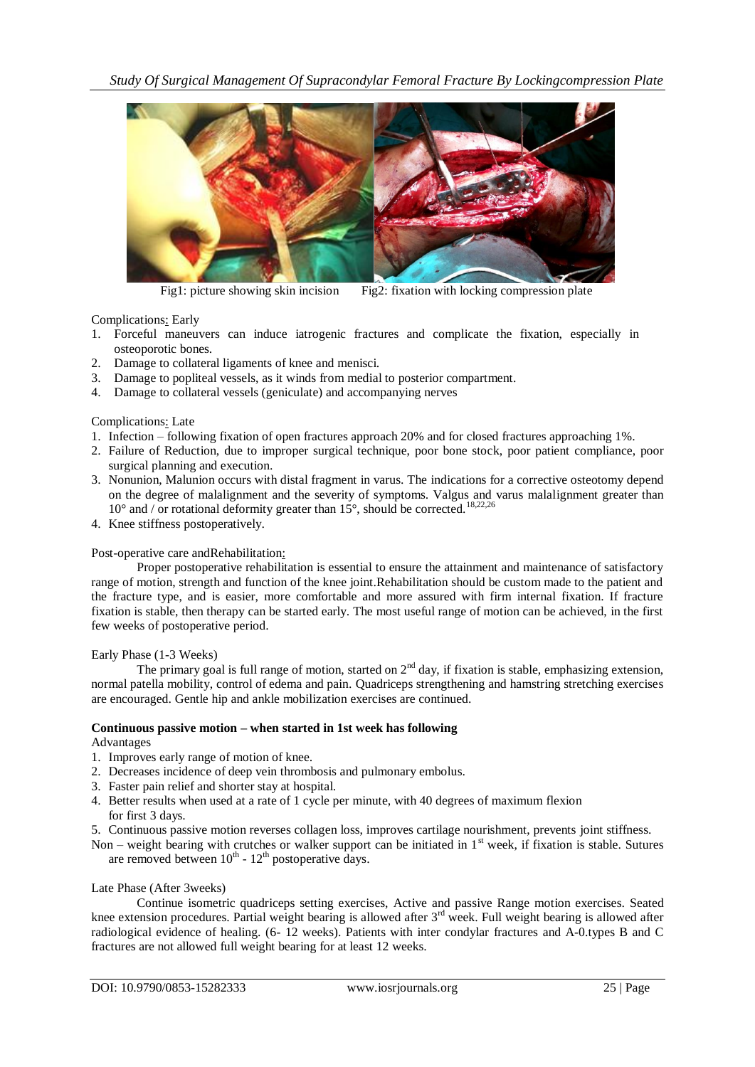Fig1: picture showing skin incision Fig2: fixation with locking compression plate

Complications: Early

1. Forceful maneuvers can induce iatrogenic fractures and complicate the fixation, especially in osteoporotic bones.
2. Damage to collateral ligaments of knee and menisci.
3. Damage to popliteal vessels, as it winds from medial to posterior compartment.
4. Damage to collateral vessels (geniculate) and accompanying nerves

Complications: Late

1. Infection – following fixation of open fractures approach 20% and for closed fractures approaching 1%.
2. Failure of Reduction, due to improper surgical technique, poor bone stock, poor patient compliance, poor surgical planning and execution.
3. Nonunion, Malunion occurs with distal fragment in varus. The indications for a corrective osteotomy depend on the degree of malalignment and the severity of symptoms. Valgus and varus malalignment greater than 10° and / or rotational deformity greater than 15°, should be corrected.[18,22,26]
4. Knee stiffness postoperatively.

Post-operative care andRehabilitation:

Proper postoperative rehabilitation is essential to ensure the attainment and maintenance of satisfactory range of motion, strength and function of the knee joint.Rehabilitation should be custom made to the patient and the fracture type, and is easier, more comfortable and more assured with firm internal fixation. If fracture fixation is stable, then therapy can be started early. The most useful range of motion can be achieved, in the first few weeks of postoperative period.

Early Phase (1-3 Weeks)

The primary goal is full range of motion, started on 2nd day, if fixation is stable, emphasizing extension, normal patella mobility, control of edema and pain. Quadriceps strengthening and hamstring stretching exercises are encouraged. Gentle hip and ankle mobilization exercises are continued.

**Continuous passive motion – when started in 1st week has following**

Advantages

1. Improves early range of motion of knee.
2. Decreases incidence of deep vein thrombosis and pulmonary embolus.
3. Faster pain relief and shorter stay at hospital.
4. Better results when used at a rate of 1 cycle per minute, with 40 degrees of maximum flexion for first 3 days.
5. Continuous passive motion reverses collagen loss, improves cartilage nourishment, prevents joint stiffness.

Non – weight bearing with crutches or walker support can be initiated in 1st week, if fixation is stable. Sutures are removed between 10th - 12th postoperative days.

Late Phase (After 3weeks)

Continue isometric quadriceps setting exercises, Active and passive Range motion exercises. Seated knee extension procedures. Partial weight bearing is allowed after 3rd week. Full weight bearing is allowed after radiological evidence of healing. (6- 12 weeks). Patients with inter condylar fractures and A-0.types B and C fractures are not allowed full weight bearing for at least 12 weeks.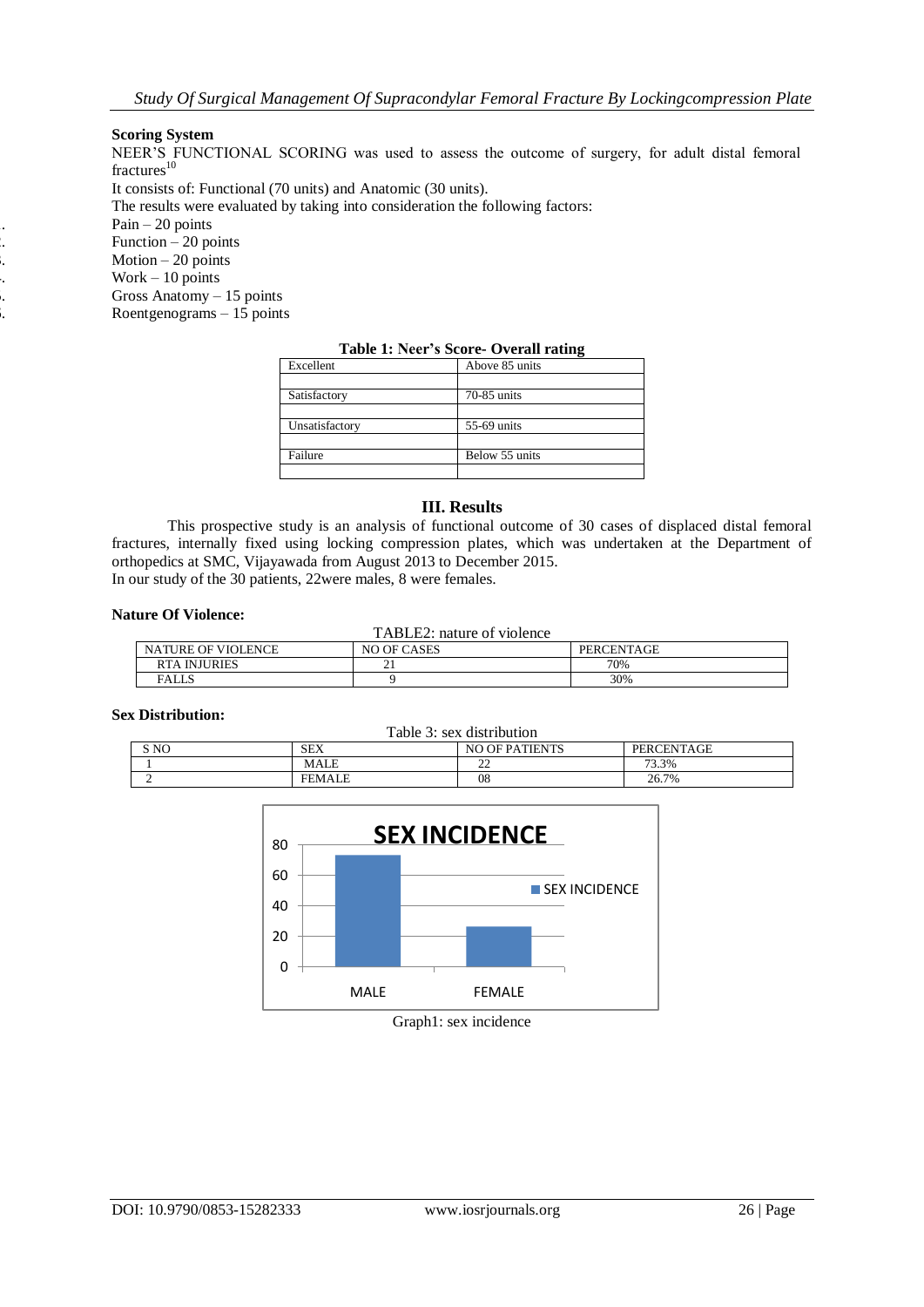### Scoring System

NEER'S FUNCTIONAL SCORING was used to assess the outcome of surgery, for adult distal femoral fractures[10]

It consists of: Functional (70 units) and Anatomic (30 units).

The results were evaluated by taking into consideration the following factors:

1. Pain – 20 points
2. Function – 20 points
3. Motion – 20 points
4. Work – 10 points
5. Gross Anatomy – 15 points
6. Roentgenograms – 15 points

**Table 1: Neer's Score- Overall rating**

| | |
|---|---|
| Excellent | Above 85 units |
| Satisfactory | 70-85 units |
| Unsatisfactory | 55-69 units |
| Failure | Below 55 units |

## III. Results

This prospective study is an analysis of functional outcome of 30 cases of displaced distal femoral fractures, internally fixed using locking compression plates, which was undertaken at the Department of orthopedics at SMC, Vijayawada from August 2013 to December 2015.

In our study of the 30 patients, 22were males, 8 were females.

### Nature Of Violence:

TABLE2: nature of violence

| NATURE OF VIOLENCE | NO OF CASES | PERCENTAGE |
|---|---|---|
| RTA INJURIES | 21 | 70% |
| FALLS | 9 | 30% |

### Sex Distribution:

Table 3: sex distribution

| S NO | SEX | NO OF PATIENTS | PERCENTAGE |
|---|---|---|---|
| 1 | MALE | 22 | 73.3% |
| 2 | FEMALE | 08 | 26.7% |

Graph1: sex incidence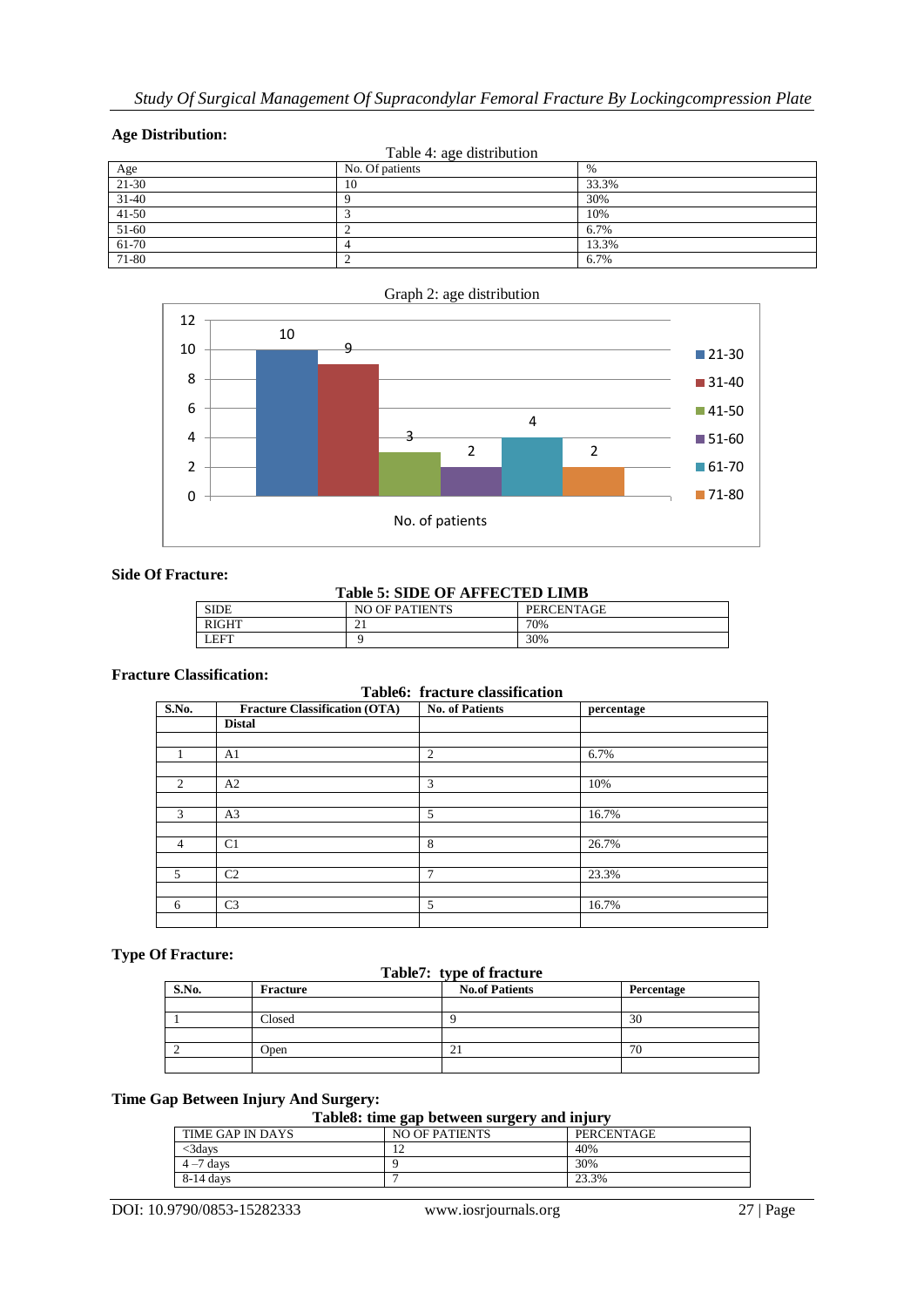## Age Distribution:

Table 4: age distribution

| Age | No. Of patients | % |
|---|---|---|
| 21-30 | 10 | 33.3% |
| 31-40 | 9 | 30% |
| 41-50 | 3 | 10% |
| 51-60 | 2 | 6.7% |
| 61-70 | 4 | 13.3% |
| 71-80 | 2 | 6.7% |

Graph 2: age distribution

## Side Of Fracture:

**Table 5: SIDE OF AFFECTED LIMB**

| SIDE | NO OF PATIENTS | PERCENTAGE |
|---|---|---|
| RIGHT | 21 | 70% |
| LEFT | 9 | 30% |

## Fracture Classification:

**Table6: fracture classification**

| S.No. | Fracture Classification (OTA) | No. of Patients | percentage |
|---|---|---|---|
| | **Distal** | | |
| | | | |
| 1 | A1 | 2 | 6.7% |
| | | | |
| 2 | A2 | 3 | 10% |
| | | | |
| 3 | A3 | 5 | 16.7% |
| | | | |
| 4 | C1 | 8 | 26.7% |
| | | | |
| 5 | C2 | 7 | 23.3% |
| | | | |
| 6 | C3 | 5 | 16.7% |
| | | | |

## Type Of Fracture:

**Table7: type of fracture**

| S.No. | Fracture | No.of Patients | Percentage |
|---|---|---|---|
| | | | |
| 1 | Closed | 9 | 30 |
| | | | |
| 2 | Open | 21 | 70 |
| | | | |

## Time Gap Between Injury And Surgery:

**Table8: time gap between surgery and injury**

| TIME GAP IN DAYS | NO OF PATIENTS | PERCENTAGE |
|---|---|---|
| <3days | 12 | 40% |
| 4 –7 days | 9 | 30% |
| 8-14 days | 7 | 23.3% |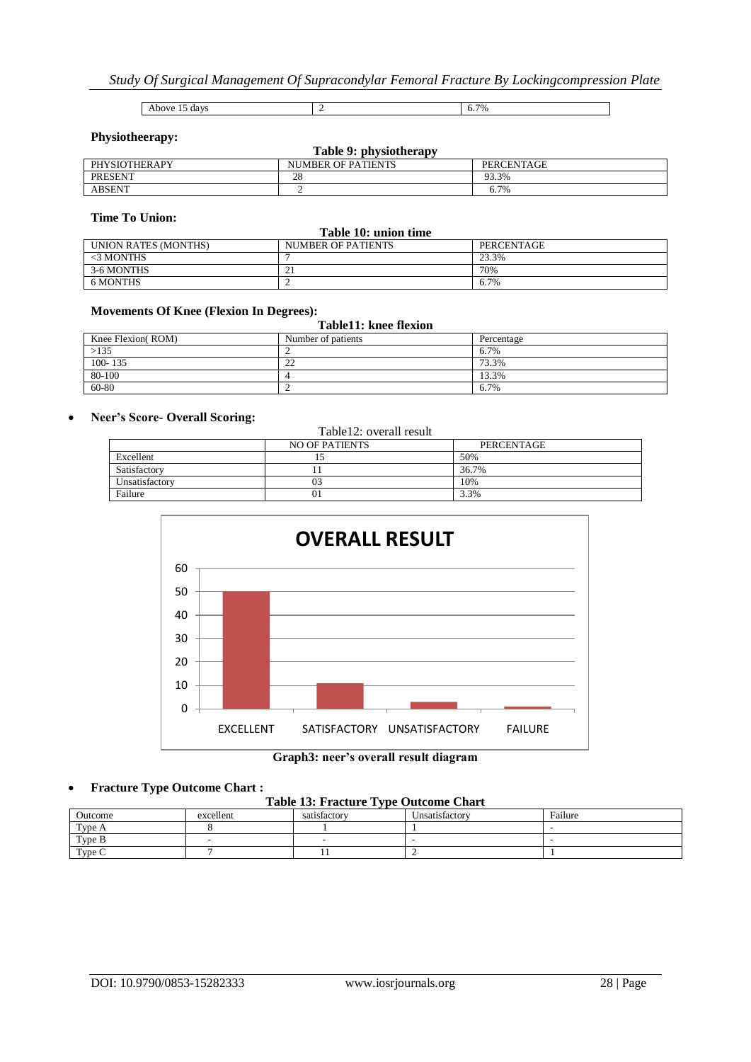| Above 15 days | 2 | 6.7% |
|---|---|---|

**Physiotheerapy:**

**Table 9: physiotherapy**

| PHYSIOTHERAPY | NUMBER OF PATIENTS | PERCENTAGE |
|---|---|---|
| PRESENT | 28 | 93.3% |
| ABSENT | 2 | 6.7% |

**Time To Union:**

**Table 10: union time**

| UNION RATES (MONTHS) | NUMBER OF PATIENTS | PERCENTAGE |
|---|---|---|
| <3 MONTHS | 7 | 23.3% |
| 3-6 MONTHS | 21 | 70% |
| 6 MONTHS | 2 | 6.7% |

**Movements Of Knee (Flexion In Degrees):**

**Table11: knee flexion**

| Knee Flexion( ROM) | Number of patients | Percentage |
|---|---|---|
| >135 | 2 | 6.7% |
| 100- 135 | 22 | 73.3% |
| 80-100 | 4 | 13.3% |
| 60-80 | 2 | 6.7% |

- **Neer's Score- Overall Scoring:**

Table12: overall result

| | NO OF PATIENTS | PERCENTAGE |
|---|---|---|
| Excellent | 15 | 50% |
| Satisfactory | 11 | 36.7% |
| Unsatisfactory | 03 | 10% |
| Failure | 01 | 3.3% |

**Graph3: neer's overall result diagram**

- **Fracture Type Outcome Chart :**

**Table 13: Fracture Type Outcome Chart**

| Outcome | excellent | satisfactory | Unsatisfactory | Failure |
|---|---|---|---|---|
| Type A | 8 | 1 | 1 | - |
| Type B | - | - | - | - |
| Type C | 7 | 11 | 2 | 1 |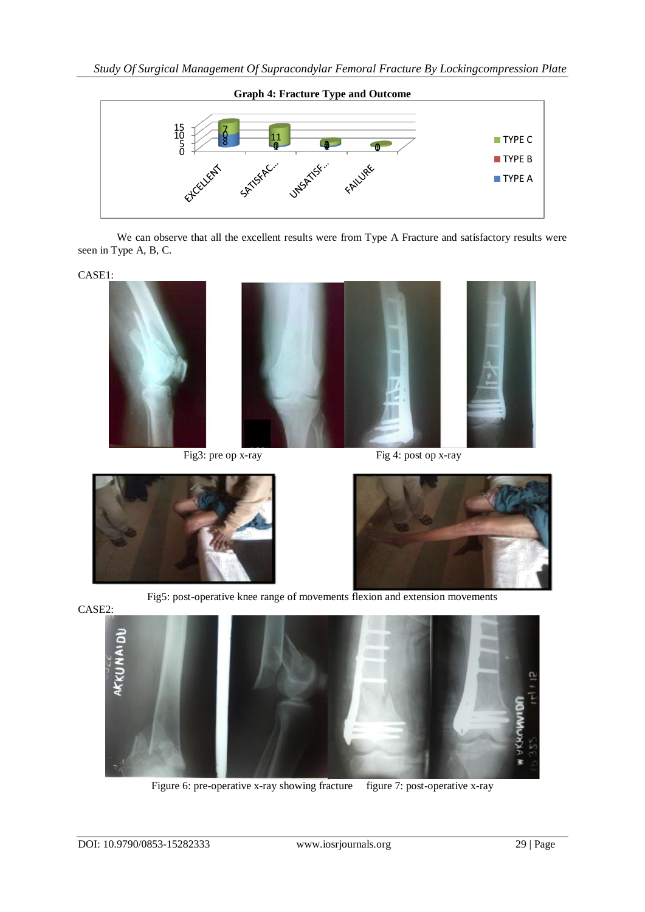**Graph 4: Fracture Type and Outcome**

We can observe that all the excellent results were from Type A Fracture and satisfactory results were seen in Type A, B, C.

CASE1:

Fig3: pre op x-ray

Fig 4: post op x-ray

Fig5: post-operative knee range of movements flexion and extension movements

CASE2:

Figure 6: pre-operative x-ray showing fracture

figure 7: post-operative x-ray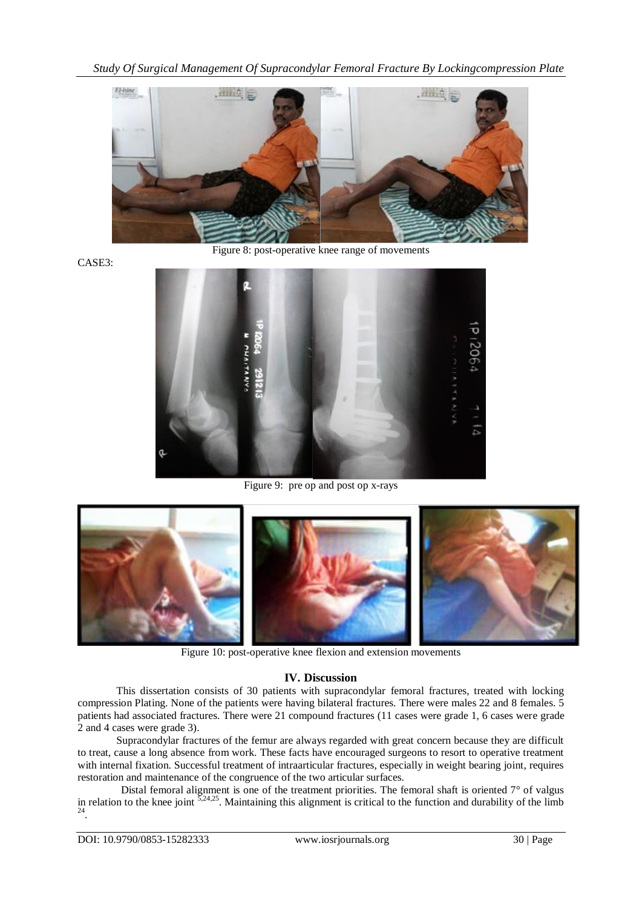Figure 8: post-operative knee range of movements

CASE3:

Figure 9: pre op and post op x-rays

Figure 10: post-operative knee flexion and extension movements

## IV. Discussion

This dissertation consists of 30 patients with supracondylar femoral fractures, treated with locking compression Plating. None of the patients were having bilateral fractures. There were males 22 and 8 females. 5 patients had associated fractures. There were 21 compound fractures (11 cases were grade 1, 6 cases were grade 2 and 4 cases were grade 3).

Supracondylar fractures of the femur are always regarded with great concern because they are difficult to treat, cause a long absence from work. These facts have encouraged surgeons to resort to operative treatment with internal fixation. Successful treatment of intraarticular fractures, especially in weight bearing joint, requires restoration and maintenance of the congruence of the two articular surfaces.

Distal femoral alignment is one of the treatment priorities. The femoral shaft is oriented 7° of valgus in relation to the knee joint [5,24,25]. Maintaining this alignment is critical to the function and durability of the limb [24].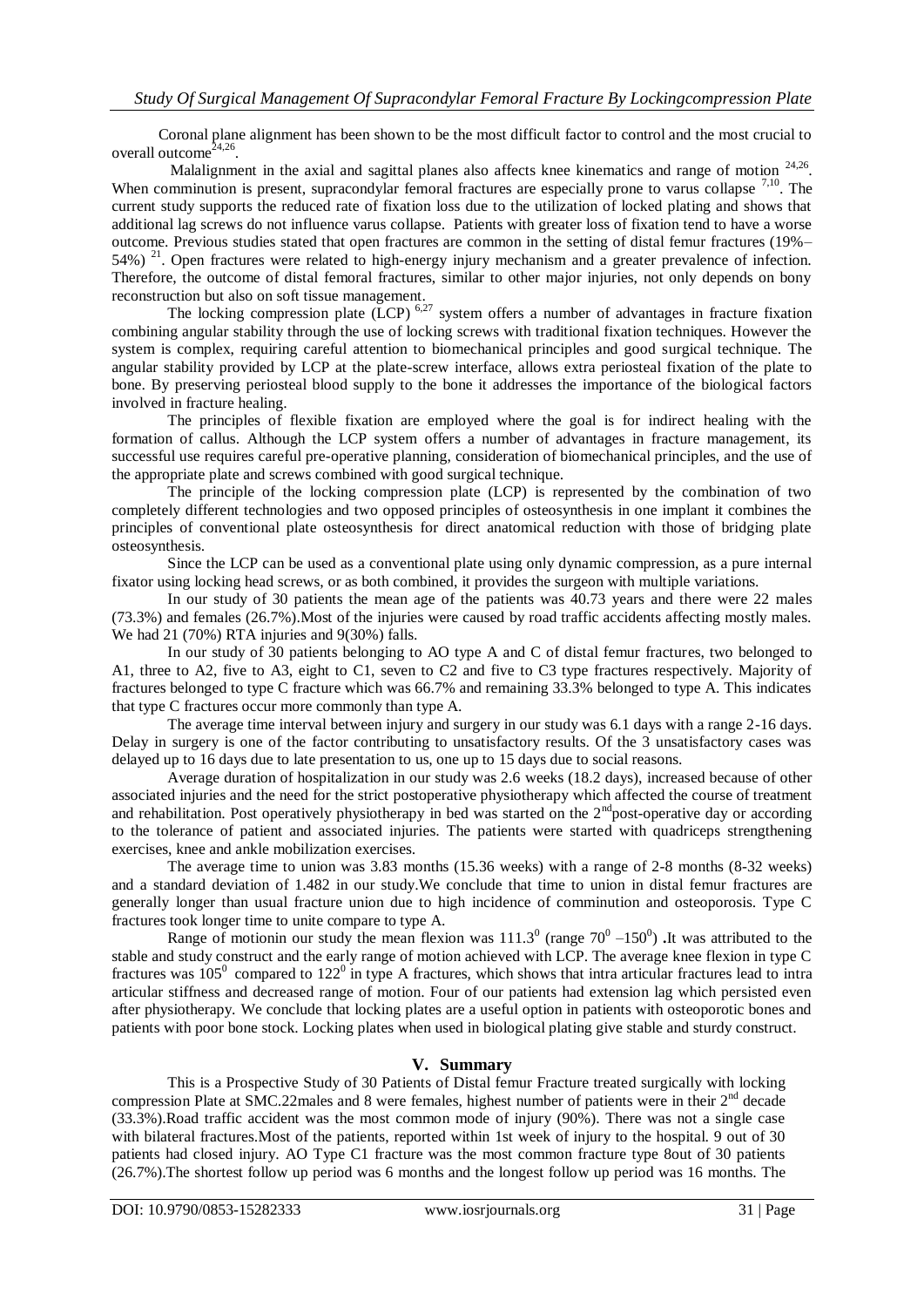Coronal plane alignment has been shown to be the most difficult factor to control and the most crucial to overall outcome[24,26].

Malalignment in the axial and sagittal planes also affects knee kinematics and range of motion [24,26]. When comminution is present, supracondylar femoral fractures are especially prone to varus collapse [7,10]. The current study supports the reduced rate of fixation loss due to the utilization of locked plating and shows that additional lag screws do not influence varus collapse. Patients with greater loss of fixation tend to have a worse outcome. Previous studies stated that open fractures are common in the setting of distal femur fractures (19%–54%) [21]. Open fractures were related to high-energy injury mechanism and a greater prevalence of infection. Therefore, the outcome of distal femoral fractures, similar to other major injuries, not only depends on bony reconstruction but also on soft tissue management.

The locking compression plate (LCP) [6,27] system offers a number of advantages in fracture fixation combining angular stability through the use of locking screws with traditional fixation techniques. However the system is complex, requiring careful attention to biomechanical principles and good surgical technique. The angular stability provided by LCP at the plate-screw interface, allows extra periosteal fixation of the plate to bone. By preserving periosteal blood supply to the bone it addresses the importance of the biological factors involved in fracture healing.

The principles of flexible fixation are employed where the goal is for indirect healing with the formation of callus. Although the LCP system offers a number of advantages in fracture management, its successful use requires careful pre-operative planning, consideration of biomechanical principles, and the use of the appropriate plate and screws combined with good surgical technique.

The principle of the locking compression plate (LCP) is represented by the combination of two completely different technologies and two opposed principles of osteosynthesis in one implant it combines the principles of conventional plate osteosynthesis for direct anatomical reduction with those of bridging plate osteosynthesis.

Since the LCP can be used as a conventional plate using only dynamic compression, as a pure internal fixator using locking head screws, or as both combined, it provides the surgeon with multiple variations.

In our study of 30 patients the mean age of the patients was 40.73 years and there were 22 males (73.3%) and females (26.7%).Most of the injuries were caused by road traffic accidents affecting mostly males. We had 21 (70%) RTA injuries and 9(30%) falls.

In our study of 30 patients belonging to AO type A and C of distal femur fractures, two belonged to A1, three to A2, five to A3, eight to C1, seven to C2 and five to C3 type fractures respectively. Majority of fractures belonged to type C fracture which was 66.7% and remaining 33.3% belonged to type A. This indicates that type C fractures occur more commonly than type A.

The average time interval between injury and surgery in our study was 6.1 days with a range 2-16 days. Delay in surgery is one of the factor contributing to unsatisfactory results. Of the 3 unsatisfactory cases was delayed up to 16 days due to late presentation to us, one up to 15 days due to social reasons.

Average duration of hospitalization in our study was 2.6 weeks (18.2 days), increased because of other associated injuries and the need for the strict postoperative physiotherapy which affected the course of treatment and rehabilitation. Post operatively physiotherapy in bed was started on the 2nd post-operative day or according to the tolerance of patient and associated injuries. The patients were started with quadriceps strengthening exercises, knee and ankle mobilization exercises.

The average time to union was 3.83 months (15.36 weeks) with a range of 2-8 months (8-32 weeks) and a standard deviation of 1.482 in our study.We conclude that time to union in distal femur fractures are generally longer than usual fracture union due to high incidence of comminution and osteoporosis. Type C fractures took longer time to unite compare to type A.

Range of motionin our study the mean flexion was $111.3^0$ (range $70^0$ –$150^0$) **.**It was attributed to the stable and study construct and the early range of motion achieved with LCP. The average knee flexion in type C fractures was $105^0$ compared to $122^0$ in type A fractures, which shows that intra articular fractures lead to intra articular stiffness and decreased range of motion. Four of our patients had extension lag which persisted even after physiotherapy. We conclude that locking plates are a useful option in patients with osteoporotic bones and patients with poor bone stock. Locking plates when used in biological plating give stable and sturdy construct.

## V. Summary

This is a Prospective Study of 30 Patients of Distal femur Fracture treated surgically with locking compression Plate at SMC.22males and 8 were females, highest number of patients were in their 2nd decade (33.3%).Road traffic accident was the most common mode of injury (90%). There was not a single case with bilateral fractures.Most of the patients, reported within 1st week of injury to the hospital. 9 out of 30 patients had closed injury. AO Type C1 fracture was the most common fracture type 8out of 30 patients (26.7%).The shortest follow up period was 6 months and the longest follow up period was 16 months. The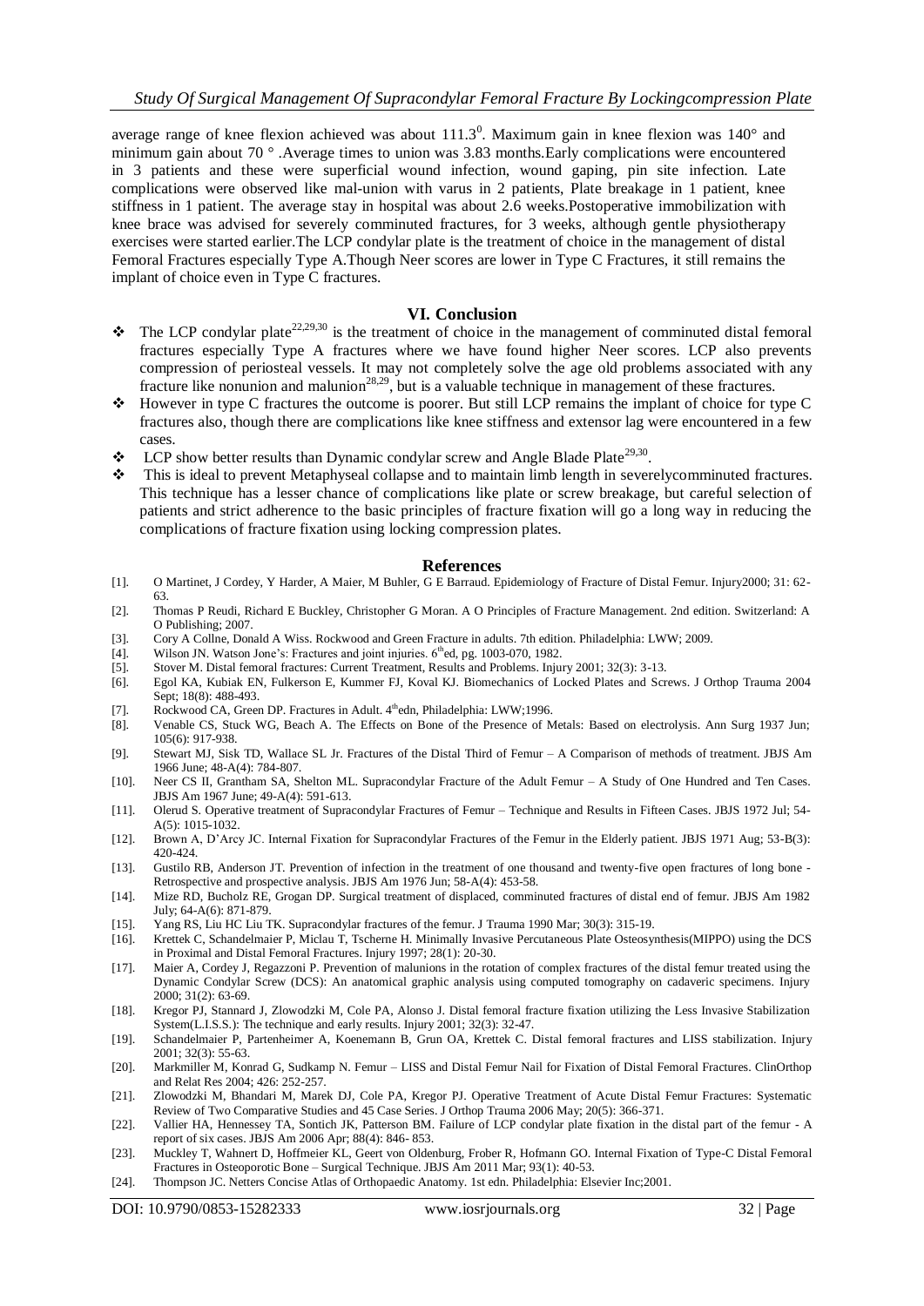average range of knee flexion achieved was about $111.3^0$. Maximum gain in knee flexion was 140° and minimum gain about 70 ° .Average times to union was 3.83 months.Early complications were encountered in 3 patients and these were superficial wound infection, wound gaping, pin site infection. Late complications were observed like mal-union with varus in 2 patients, Plate breakage in 1 patient, knee stiffness in 1 patient. The average stay in hospital was about 2.6 weeks.Postoperative immobilization with knee brace was advised for severely comminuted fractures, for 3 weeks, although gentle physiotherapy exercises were started earlier.The LCP condylar plate is the treatment of choice in the management of distal Femoral Fractures especially Type A.Though Neer scores are lower in Type C Fractures, it still remains the implant of choice even in Type C fractures.

## VI. Conclusion

- The LCP condylar plate[22,29,30] is the treatment of choice in the management of comminuted distal femoral fractures especially Type A fractures where we have found higher Neer scores. LCP also prevents compression of periosteal vessels. It may not completely solve the age old problems associated with any fracture like nonunion and malunion[28,29], but is a valuable technique in management of these fractures.
- However in type C fractures the outcome is poorer. But still LCP remains the implant of choice for type C fractures also, though there are complications like knee stiffness and extensor lag were encountered in a few cases.
- LCP show better results than Dynamic condylar screw and Angle Blade Plate[29,30].
- This is ideal to prevent Metaphyseal collapse and to maintain limb length in severelycomminuted fractures. This technique has a lesser chance of complications like plate or screw breakage, but careful selection of patients and strict adherence to the basic principles of fracture fixation will go a long way in reducing the complications of fracture fixation using locking compression plates.

## References

[1]. O Martinet, J Cordey, Y Harder, A Maier, M Buhler, G E Barraud. Epidemiology of Fracture of Distal Femur. Injury2000; 31: 62-63.

[2]. Thomas P Reudi, Richard E Buckley, Christopher G Moran. A O Principles of Fracture Management. 2nd edition. Switzerland: A O Publishing; 2007.

[3]. Cory A Collne, Donald A Wiss. Rockwood and Green Fracture in adults. 7th edition. Philadelphia: LWW; 2009.

[4]. Wilson JN. Watson Jone's: Fractures and joint injuries. 6thed, pg. 1003-070, 1982.

[5]. Stover M. Distal femoral fractures: Current Treatment, Results and Problems. Injury 2001; 32(3): 3-13.

[6]. Egol KA, Kubiak EN, Fulkerson E, Kummer FJ, Koval KJ. Biomechanics of Locked Plates and Screws. J Orthop Trauma 2004 Sept; 18(8): 488-493.

[7]. Rockwood CA, Green DP. Fractures in Adult. 4thedn, Philadelphia: LWW;1996.

[8]. Venable CS, Stuck WG, Beach A. The Effects on Bone of the Presence of Metals: Based on electrolysis. Ann Surg 1937 Jun; 105(6): 917-938.

[9]. Stewart MJ, Sisk TD, Wallace SL Jr. Fractures of the Distal Third of Femur – A Comparison of methods of treatment. JBJS Am 1966 June; 48-A(4): 784-807.

[10]. Neer CS II, Grantham SA, Shelton ML. Supracondylar Fracture of the Adult Femur – A Study of One Hundred and Ten Cases. JBJS Am 1967 June; 49-A(4): 591-613.

[11]. Olerud S. Operative treatment of Supracondylar Fractures of Femur – Technique and Results in Fifteen Cases. JBJS 1972 Jul; 54-A(5): 1015-1032.

[12]. Brown A, D'Arcy JC. Internal Fixation for Supracondylar Fractures of the Femur in the Elderly patient. JBJS 1971 Aug; 53-B(3): 420-424.

[13]. Gustilo RB, Anderson JT. Prevention of infection in the treatment of one thousand and twenty-five open fractures of long bone - Retrospective and prospective analysis. JBJS Am 1976 Jun; 58-A(4): 453-58.

[14]. Mize RD, Bucholz RE, Grogan DP. Surgical treatment of displaced, comminuted fractures of distal end of femur. JBJS Am 1982 July; 64-A(6): 871-879.

[15]. Yang RS, Liu HC Liu TK. Supracondylar fractures of the femur. J Trauma 1990 Mar; 30(3): 315-19.

[16]. Krettek C, Schandelmaier P, Miclau T, Tscherne H. Minimally Invasive Percutaneous Plate Osteosynthesis(MIPPO) using the DCS in Proximal and Distal Femoral Fractures. Injury 1997; 28(1): 20-30.

[17]. Maier A, Cordey J, Regazzoni P. Prevention of malunions in the rotation of complex fractures of the distal femur treated using the Dynamic Condylar Screw (DCS): An anatomical graphic analysis using computed tomography on cadaveric specimens. Injury 2000; 31(2): 63-69.

[18]. Kregor PJ, Stannard J, Zlowodzki M, Cole PA, Alonso J. Distal femoral fracture fixation utilizing the Less Invasive Stabilization System(L.I.S.S.): The technique and early results. Injury 2001; 32(3): 32-47.

[19]. Schandelmaier P, Partenheimer A, Koenemann B, Grun OA, Krettek C. Distal femoral fractures and LISS stabilization. Injury 2001; 32(3): 55-63.

[20]. Markmiller M, Konrad G, Sudkamp N. Femur – LISS and Distal Femur Nail for Fixation of Distal Femoral Fractures. ClinOrthop and Relat Res 2004; 426: 252-257.

[21]. Zlowodzki M, Bhandari M, Marek DJ, Cole PA, Kregor PJ. Operative Treatment of Acute Distal Femur Fractures: Systematic Review of Two Comparative Studies and 45 Case Series. J Orthop Trauma 2006 May; 20(5): 366-371.

[22]. Vallier HA, Hennessey TA, Sontich JK, Patterson BM. Failure of LCP condylar plate fixation in the distal part of the femur - A report of six cases. JBJS Am 2006 Apr; 88(4): 846- 853.

[23]. Muckley T, Wahnert D, Hoffmeier KL, Geert von Oldenburg, Frober R, Hofmann GO. Internal Fixation of Type-C Distal Femoral Fractures in Osteoporotic Bone – Surgical Technique. JBJS Am 2011 Mar; 93(1): 40-53.

[24]. Thompson JC. Netters Concise Atlas of Orthopaedic Anatomy. 1st edn. Philadelphia: Elsevier Inc;2001.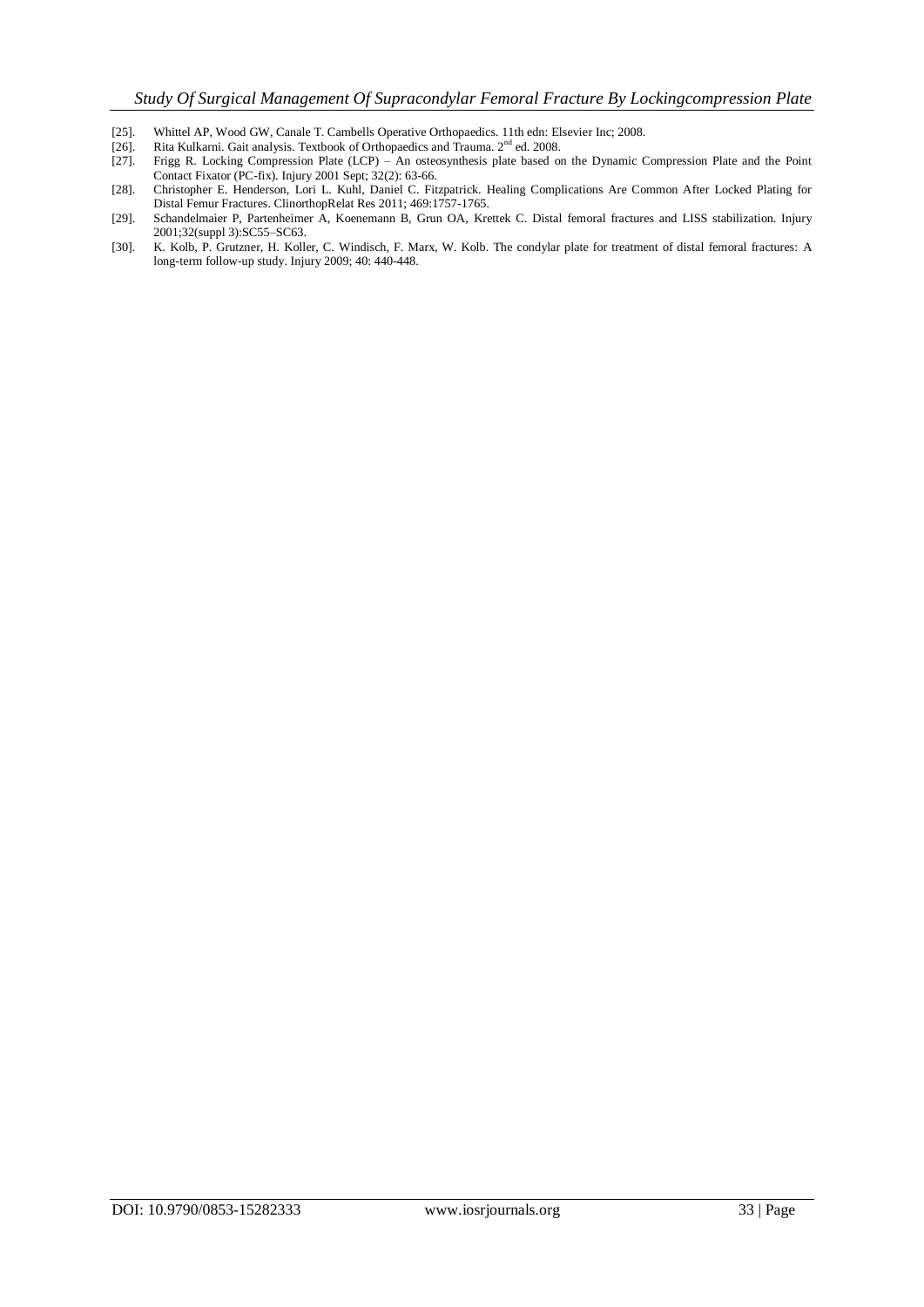[25]. Whittel AP, Wood GW, Canale T. Cambells Operative Orthopaedics. 11th edn: Elsevier Inc; 2008.

[26]. Rita Kulkarni. Gait analysis. Textbook of Orthopaedics and Trauma. 2nd ed. 2008.

[27]. Frigg R. Locking Compression Plate (LCP) – An osteosynthesis plate based on the Dynamic Compression Plate and the Point Contact Fixator (PC-fix). Injury 2001 Sept; 32(2): 63-66.

[28]. Christopher E. Henderson, Lori L. Kuhl, Daniel C. Fitzpatrick. Healing Complications Are Common After Locked Plating for Distal Femur Fractures. ClinorthopRelat Res 2011; 469:1757-1765.

[29]. Schandelmaier P, Partenheimer A, Koenemann B, Grun OA, Krettek C. Distal femoral fractures and LISS stabilization. Injury 2001;32(suppl 3):SC55–SC63.

[30]. K. Kolb, P. Grutzner, H. Koller, C. Windisch, F. Marx, W. Kolb. The condylar plate for treatment of distal femoral fractures: A long-term follow-up study. Injury 2009; 40: 440-448.